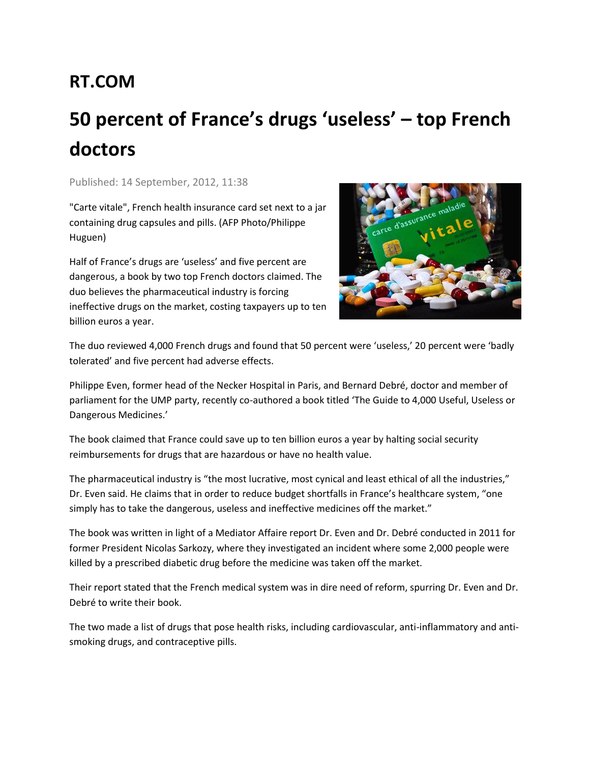## RT.COM

# 50 percent of France's drugs 'useless' – top French doctors

Published: 14 September, 2012, 11:38

"Carte vitale", French health insurance card set next to a jar containing drug capsules and pills. (AFP Photo/Philippe Huguen)

Half of France's drugs are 'useless' and five percent are dangerous, a book by two top French doctors claimed. The duo believes the pharmaceutical industry is forcing ineffective drugs on the market, costing taxpayers up to ten billion euros a year.

The duo reviewed 4,000 French drugs and found that 50 percent were 'useless,' 20 percent were 'badly tolerated' and five percent had adverse effects.

Philippe Even, former head of the Necker Hospital in Paris, and Bernard Debré, doctor and member of parliament for the UMP party, recently co-authored a book titled 'The Guide to 4,000 Useful, Useless or Dangerous Medicines.'

The book claimed that France could save up to ten billion euros a year by halting social security reimbursements for drugs that are hazardous or have no health value.

The pharmaceutical industry is "the most lucrative, most cynical and least ethical of all the industries," Dr. Even said. He claims that in order to reduce budget shortfalls in France's healthcare system, "one simply has to take the dangerous, useless and ineffective medicines off the market."

The book was written in light of a Mediator Affaire report Dr. Even and Dr. Debré conducted in 2011 for former President Nicolas Sarkozy, where they investigated an incident where some 2,000 people were killed by a prescribed diabetic drug before the medicine was taken off the market.

Their report stated that the French medical system was in dire need of reform, spurring Dr. Even and Dr. Debré to write their book.

The two made a list of drugs that pose health risks, including cardiovascular, anti-inflammatory and anti-smoking drugs, and contraceptive pills.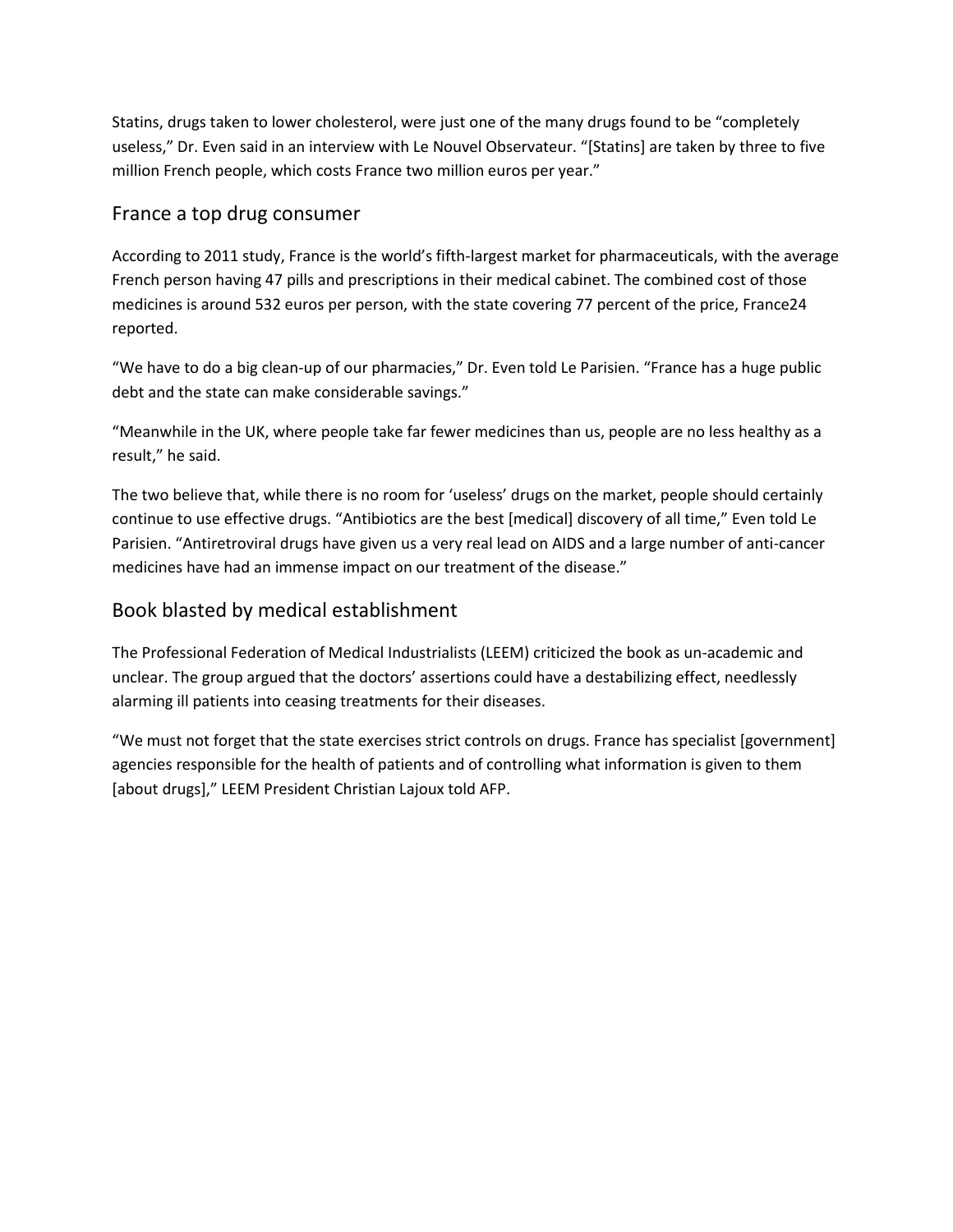Statins, drugs taken to lower cholesterol, were just one of the many drugs found to be "completely useless," Dr. Even said in an interview with Le Nouvel Observateur. "[Statins] are taken by three to five million French people, which costs France two million euros per year."

## France a top drug consumer

According to 2011 study, France is the world's fifth-largest market for pharmaceuticals, with the average French person having 47 pills and prescriptions in their medical cabinet. The combined cost of those medicines is around 532 euros per person, with the state covering 77 percent of the price, France24 reported.

"We have to do a big clean-up of our pharmacies," Dr. Even told Le Parisien. "France has a huge public debt and the state can make considerable savings."

"Meanwhile in the UK, where people take far fewer medicines than us, people are no less healthy as a result," he said.

The two believe that, while there is no room for 'useless' drugs on the market, people should certainly continue to use effective drugs. "Antibiotics are the best [medical] discovery of all time," Even told Le Parisien. "Antiretroviral drugs have given us a very real lead on AIDS and a large number of anti-cancer medicines have had an immense impact on our treatment of the disease."

## Book blasted by medical establishment

The Professional Federation of Medical Industrialists (LEEM) criticized the book as un-academic and unclear. The group argued that the doctors' assertions could have a destabilizing effect, needlessly alarming ill patients into ceasing treatments for their diseases.

"We must not forget that the state exercises strict controls on drugs. France has specialist [government] agencies responsible for the health of patients and of controlling what information is given to them [about drugs]," LEEM President Christian Lajoux told AFP.